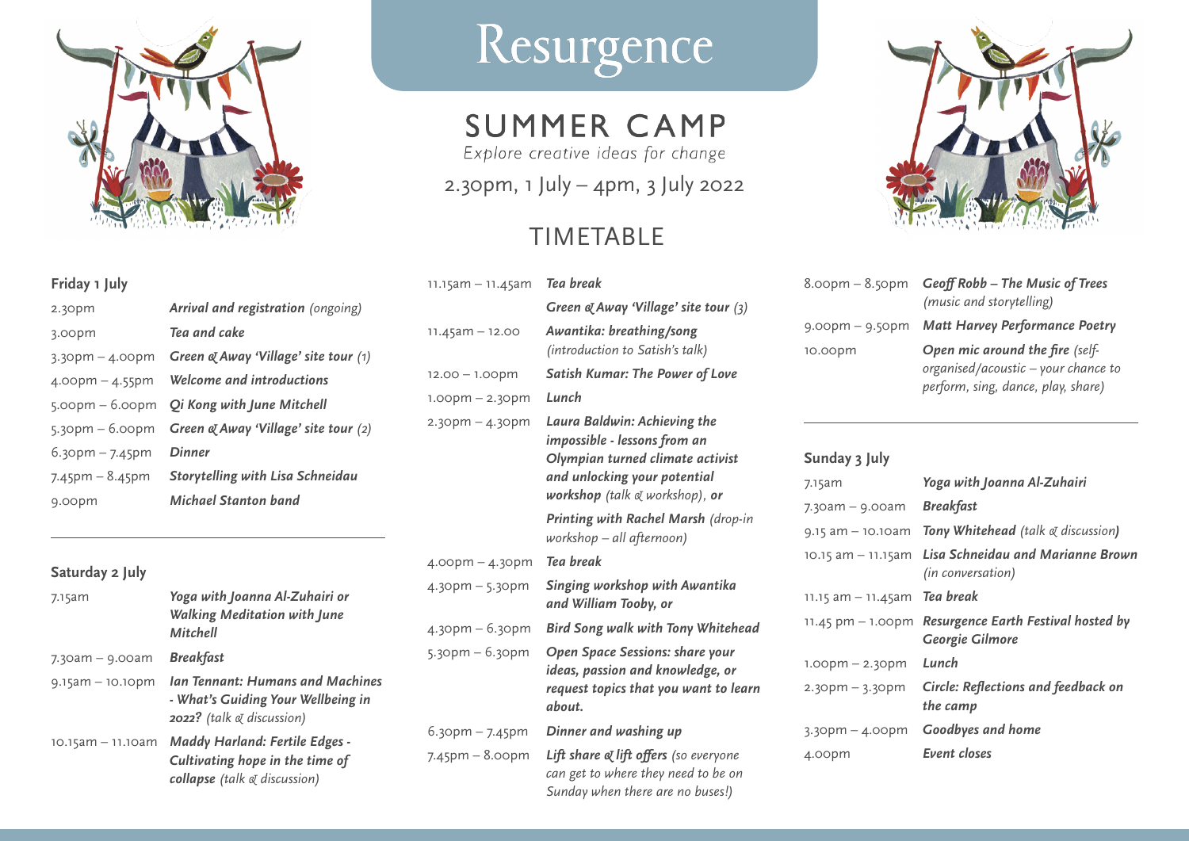# Resurgence

## SUMMER CAMP

*Explore creative ideas for change*

2.30pm, 1 July – 4pm, 3 July 2022

## TIMETABLE

### Friday 1 July

| | |
|---|---|
| 2.30pm | ***Arrival and registration*** *(ongoing)* |
| 3.00pm | ***Tea and cake*** |
| 3.30pm – 4.00pm | ***Green & Away 'Village' site tour*** *(1)* |
| 4.00pm – 4.55pm | ***Welcome and introductions*** |
| 5.00pm – 6.00pm | ***Qi Kong with June Mitchell*** |
| 5.30pm – 6.00pm | ***Green & Away 'Village' site tour*** *(2)* |
| 6.30pm – 7.45pm | ***Dinner*** |
| 7.45pm – 8.45pm | ***Storytelling with Lisa Schneidau*** |
| 9.00pm | ***Michael Stanton band*** |

### Saturday 2 July

| | |
|---|---|
| 7.15am | ***Yoga with Joanna Al-Zuhairi or Walking Meditation with June Mitchell*** |
| 7.30am – 9.00am | ***Breakfast*** |
| 9.15am – 10.10pm | ***Ian Tennant: Humans and Machines - What's Guiding Your Wellbeing in 2022?*** *(talk & discussion)* |
| 10.15am – 11.10am | ***Maddy Harland: Fertile Edges - Cultivating hope in the time of collapse*** *(talk & discussion)* |
| 11.15am – 11.45am | ***Tea break*** |
| | ***Green & Away 'Village' site tour*** *(3)* |
| 11.45am – 12.00 | ***Awantika: breathing/song*** *(introduction to Satish's talk)* |
| 12.00 – 1.00pm | ***Satish Kumar: The Power of Love*** |
| 1.00pm – 2.30pm | ***Lunch*** |
| 2.30pm – 4.30pm | ***Laura Baldwin: Achieving the impossible - lessons from an Olympian turned climate activist and unlocking your potential workshop*** *(talk & workshop)*, ***or*** |
| | ***Printing with Rachel Marsh*** *(drop-in workshop – all afternoon)* |
| 4.00pm – 4.30pm | ***Tea break*** |
| 4.30pm – 5.30pm | ***Singing workshop with Awantika and William Tooby, or*** |
| 4.30pm – 6.30pm | ***Bird Song walk with Tony Whitehead*** |
| 5.30pm – 6.30pm | ***Open Space Sessions: share your ideas, passion and knowledge, or request topics that you want to learn about.*** |
| 6.30pm – 7.45pm | ***Dinner and washing up*** |
| 7.45pm – 8.00pm | ***Lift share & lift offers*** *(so everyone can get to where they need to be on Sunday when there are no buses!)* |
| 8.00pm – 8.50pm | ***Geoff Robb – The Music of Trees*** *(music and storytelling)* |
| 9.00pm – 9.50pm | ***Matt Harvey Performance Poetry*** |
| 10.00pm | ***Open mic around the fire*** *(self-organised/acoustic – your chance to perform, sing, dance, play, share)* |

### Sunday 3 July

| | |
|---|---|
| 7.15am | ***Yoga with Joanna Al-Zuhairi*** |
| 7.30am – 9.00am | ***Breakfast*** |
| 9.15 am – 10.10am | ***Tony Whitehead*** *(talk & discussion)* |
| 10.15 am – 11.15am | ***Lisa Schneidau and Marianne Brown*** *(in conversation)* |
| 11.15 am – 11.45am | ***Tea break*** |
| 11.45 pm – 1.00pm | ***Resurgence Earth Festival hosted by Georgie Gilmore*** |
| 1.00pm – 2.30pm | ***Lunch*** |
| 2.30pm – 3.30pm | ***Circle: Reflections and feedback on the camp*** |
| 3.30pm – 4.00pm | ***Goodbyes and home*** |
| 4.00pm | ***Event closes*** |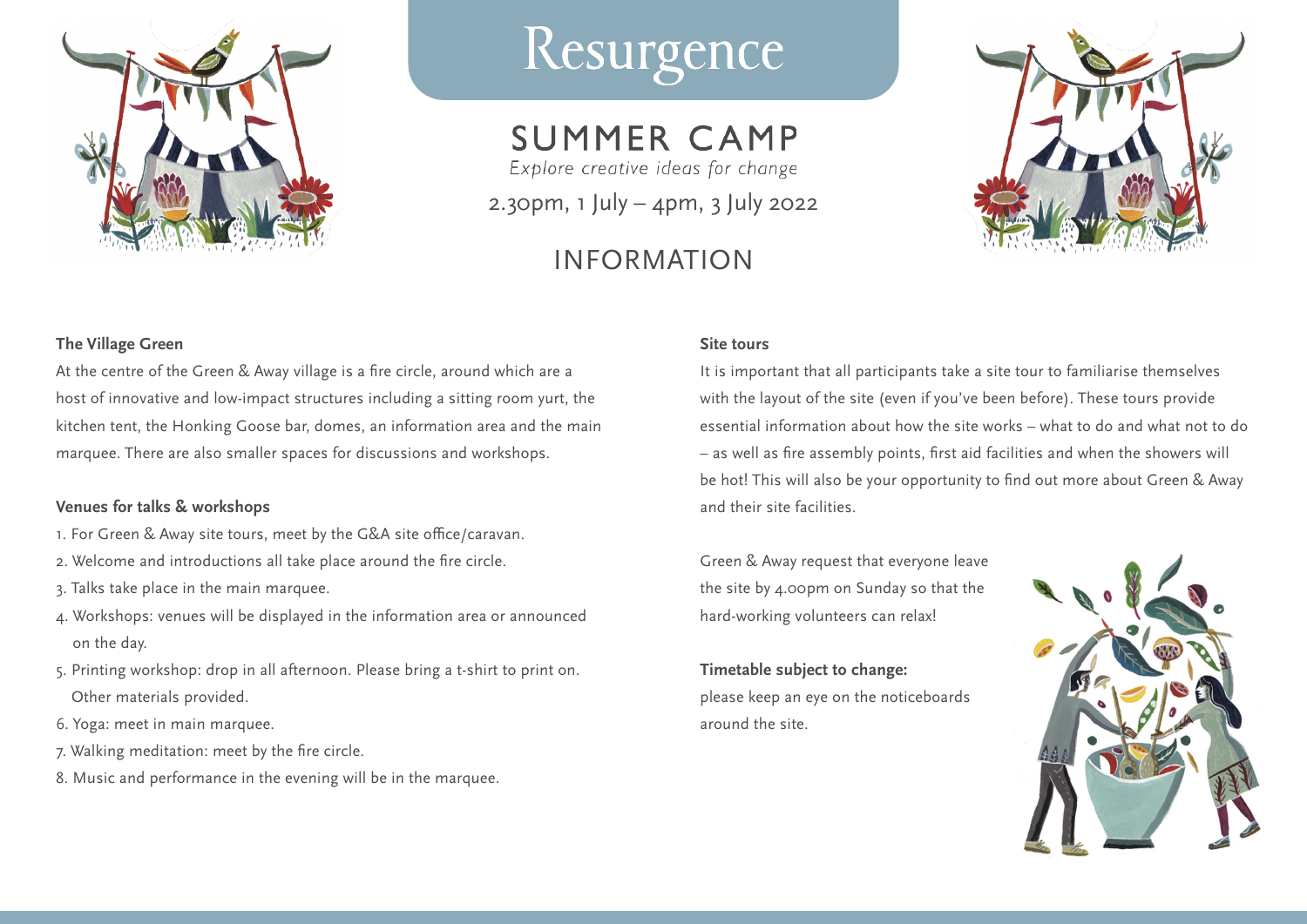# Resurgence

## SUMMER CAMP

*Explore creative ideas for change*

2.30pm, 1 July – 4pm, 3 July 2022

## INFORMATION

**The Village Green**

At the centre of the Green & Away village is a fire circle, around which are a host of innovative and low-impact structures including a sitting room yurt, the kitchen tent, the Honking Goose bar, domes, an information area and the main marquee. There are also smaller spaces for discussions and workshops.

**Venues for talks & workshops**

1. For Green & Away site tours, meet by the G&A site office/caravan.
2. Welcome and introductions all take place around the fire circle.
3. Talks take place in the main marquee.
4. Workshops: venues will be displayed in the information area or announced on the day.
5. Printing workshop: drop in all afternoon. Please bring a t-shirt to print on. Other materials provided.
6. Yoga: meet in main marquee.
7. Walking meditation: meet by the fire circle.
8. Music and performance in the evening will be in the marquee.

**Site tours**

It is important that all participants take a site tour to familiarise themselves with the layout of the site (even if you've been before). These tours provide essential information about how the site works – what to do and what not to do – as well as fire assembly points, first aid facilities and when the showers will be hot! This will also be your opportunity to find out more about Green & Away and their site facilities.

Green & Away request that everyone leave the site by 4.00pm on Sunday so that the hard-working volunteers can relax!

**Timetable subject to change:**
please keep an eye on the noticeboards around the site.